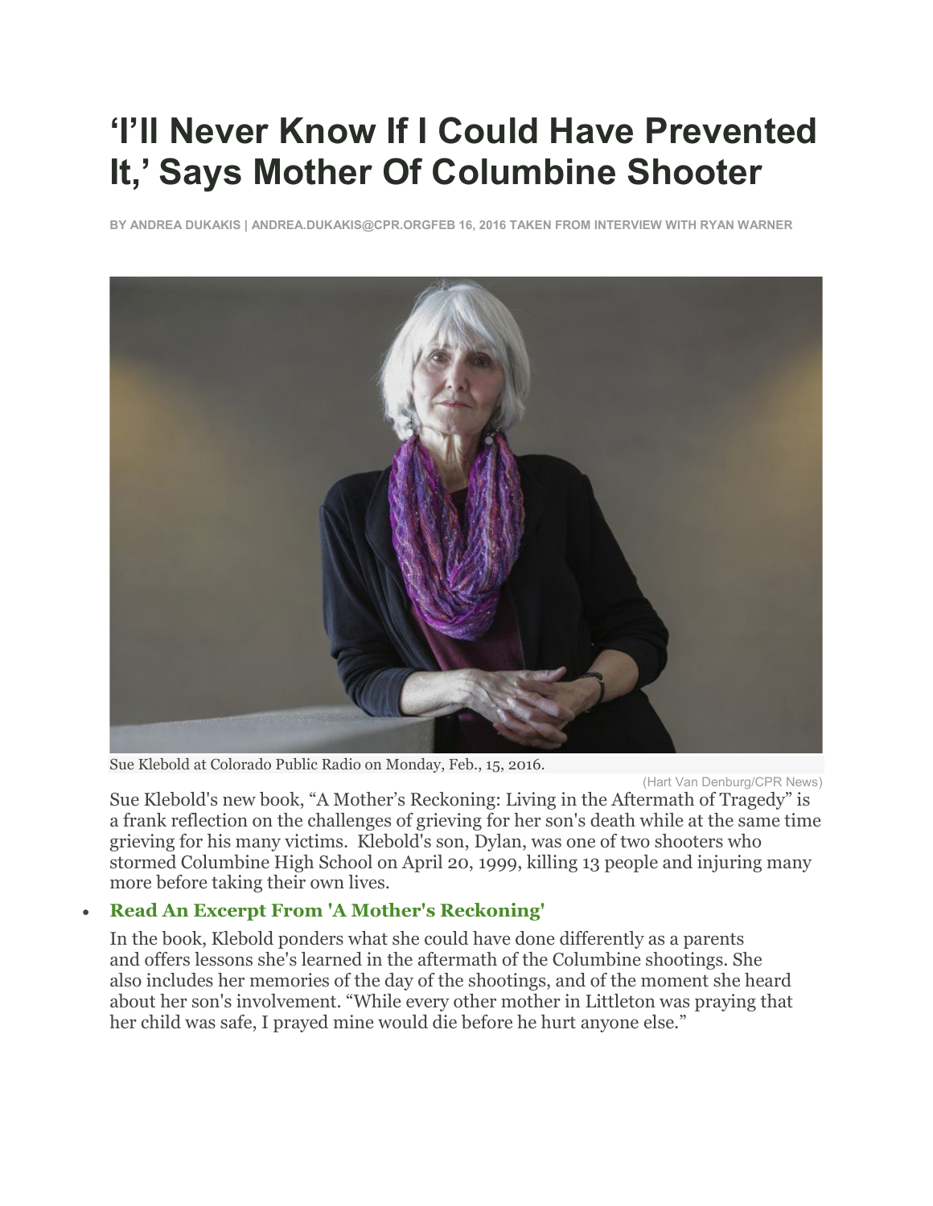# 'I'll Never Know If I Could Have Prevented It,' Says Mother Of Columbine Shooter

BY ANDREA DUKAKIS | ANDREA.DUKAKIS@CPR.ORGFEB 16, 2016 TAKEN FROM INTERVIEW WITH RYAN WARNER

Sue Klebold at Colorado Public Radio on Monday, Feb., 15, 2016.

(Hart Van Denburg/CPR News)

Sue Klebold's new book, "A Mother's Reckoning: Living in the Aftermath of Tragedy" is a frank reflection on the challenges of grieving for her son's death while at the same time grieving for his many victims. Klebold's son, Dylan, was one of two shooters who stormed Columbine High School on April 20, 1999, killing 13 people and injuring many more before taking their own lives.

- **Read An Excerpt From 'A Mother's Reckoning'**

In the book, Klebold ponders what she could have done differently as a parents and offers lessons she's learned in the aftermath of the Columbine shootings. She also includes her memories of the day of the shootings, and of the moment she heard about her son's involvement. "While every other mother in Littleton was praying that her child was safe, I prayed mine would die before he hurt anyone else."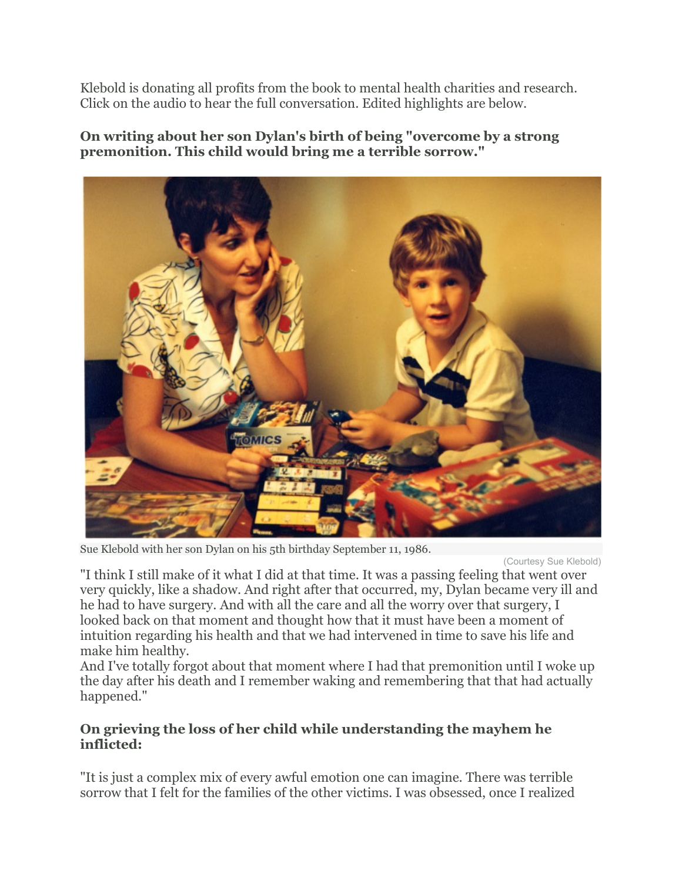Klebold is donating all profits from the book to mental health charities and research. Click on the audio to hear the full conversation. Edited highlights are below.

**On writing about her son Dylan's birth of being "overcome by a strong premonition. This child would bring me a terrible sorrow."**

Sue Klebold with her son Dylan on his 5th birthday September 11, 1986.

(Courtesy Sue Klebold)

"I think I still make of it what I did at that time. It was a passing feeling that went over very quickly, like a shadow. And right after that occurred, my, Dylan became very ill and he had to have surgery. And with all the care and all the worry over that surgery, I looked back on that moment and thought how that it must have been a moment of intuition regarding his health and that we had intervened in time to save his life and make him healthy.
And I've totally forgot about that moment where I had that premonition until I woke up the day after his death and I remember waking and remembering that that had actually happened."

**On grieving the loss of her child while understanding the mayhem he inflicted:**

"It is just a complex mix of every awful emotion one can imagine. There was terrible sorrow that I felt for the families of the other victims. I was obsessed, once I realized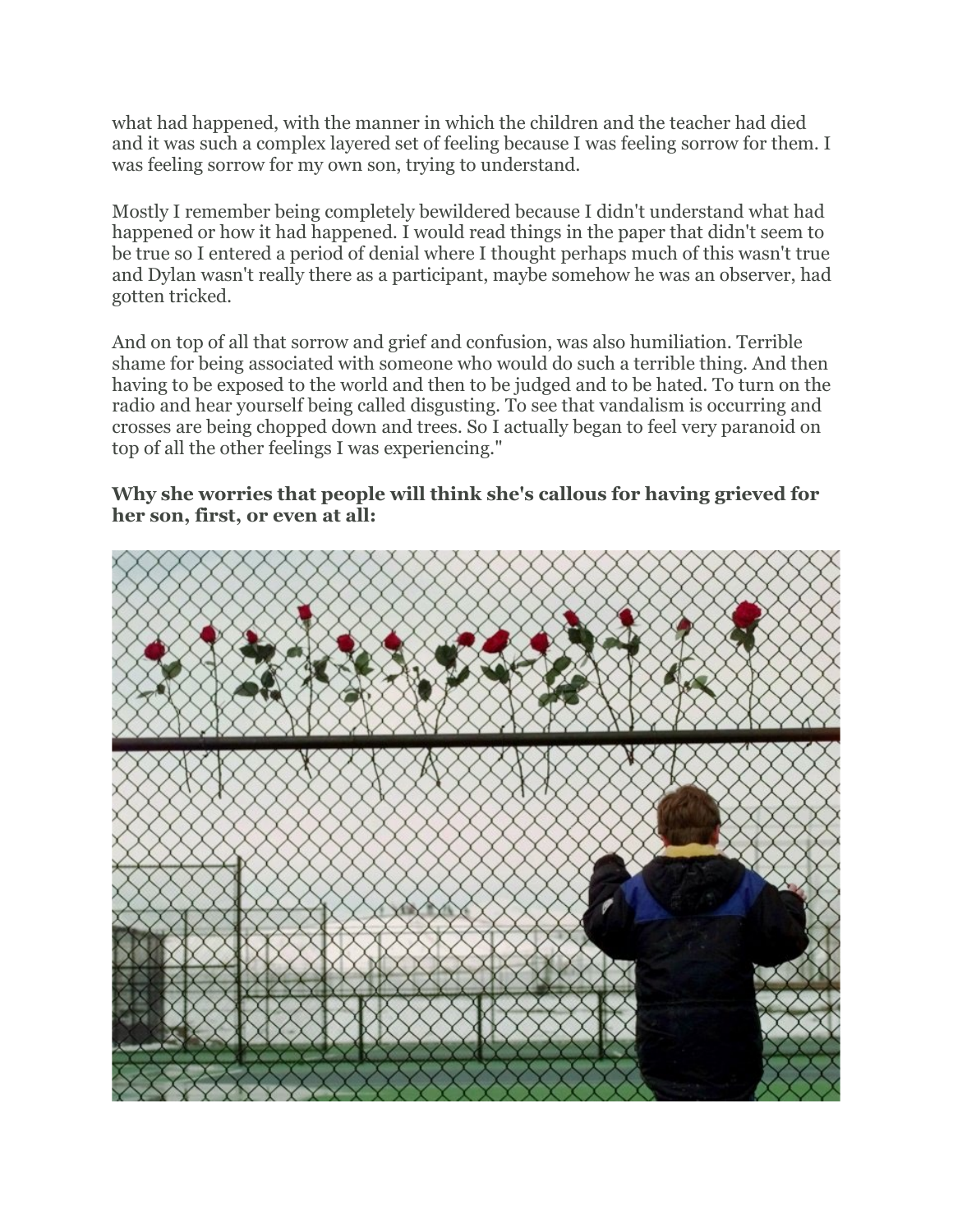what had happened, with the manner in which the children and the teacher had died and it was such a complex layered set of feeling because I was feeling sorrow for them. I was feeling sorrow for my own son, trying to understand.

Mostly I remember being completely bewildered because I didn't understand what had happened or how it had happened. I would read things in the paper that didn't seem to be true so I entered a period of denial where I thought perhaps much of this wasn't true and Dylan wasn't really there as a participant, maybe somehow he was an observer, had gotten tricked.

And on top of all that sorrow and grief and confusion, was also humiliation. Terrible shame for being associated with someone who would do such a terrible thing. And then having to be exposed to the world and then to be judged and to be hated. To turn on the radio and hear yourself being called disgusting. To see that vandalism is occurring and crosses are being chopped down and trees. So I actually began to feel very paranoid on top of all the other feelings I was experiencing."

**Why she worries that people will think she's callous for having grieved for her son, first, or even at all:**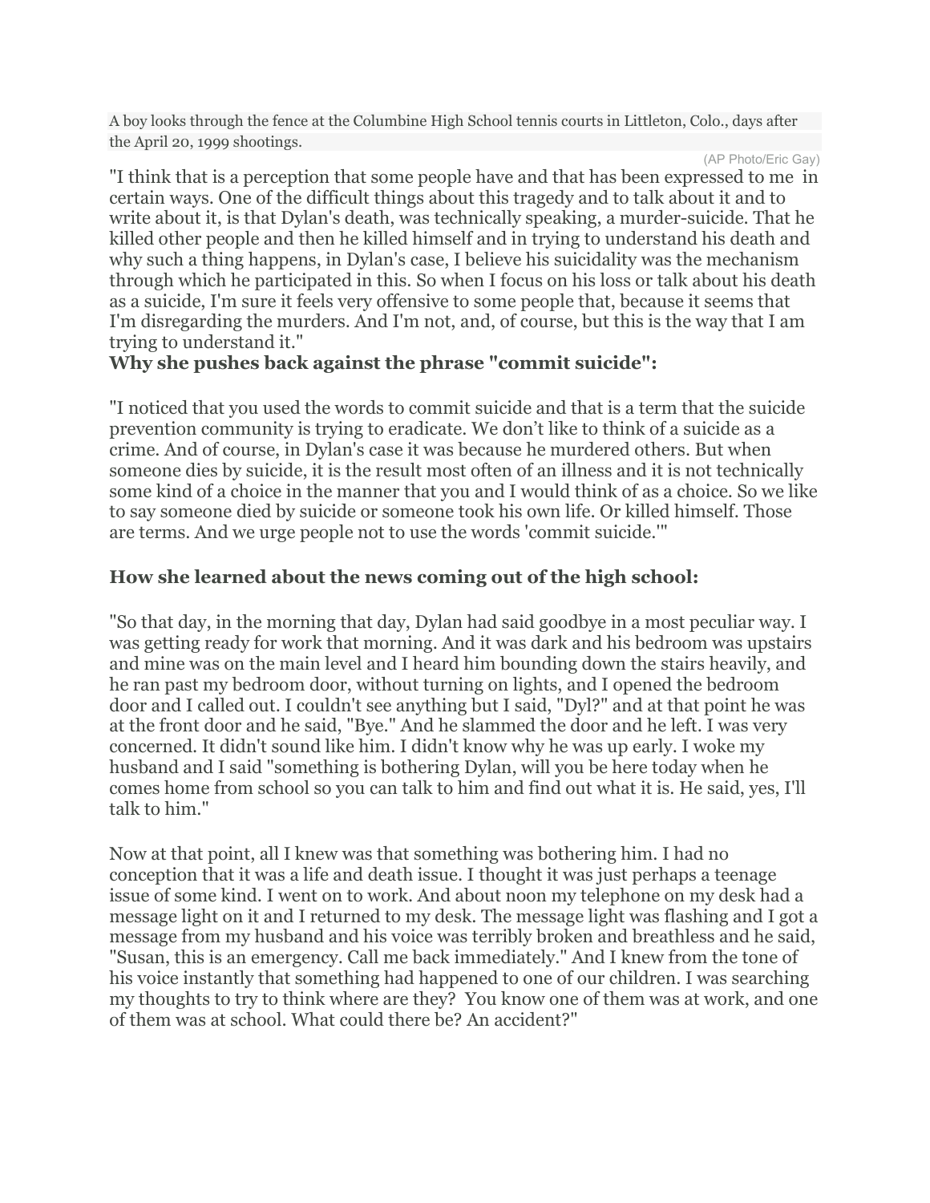A boy looks through the fence at the Columbine High School tennis courts in Littleton, Colo., days after the April 20, 1999 shootings.

(AP Photo/Eric Gay)

"I think that is a perception that some people have and that has been expressed to me in certain ways. One of the difficult things about this tragedy and to talk about it and to write about it, is that Dylan's death, was technically speaking, a murder-suicide. That he killed other people and then he killed himself and in trying to understand his death and why such a thing happens, in Dylan's case, I believe his suicidality was the mechanism through which he participated in this. So when I focus on his loss or talk about his death as a suicide, I'm sure it feels very offensive to some people that, because it seems that I'm disregarding the murders. And I'm not, and, of course, but this is the way that I am trying to understand it."

### Why she pushes back against the phrase "commit suicide":

"I noticed that you used the words to commit suicide and that is a term that the suicide prevention community is trying to eradicate. We don't like to think of a suicide as a crime. And of course, in Dylan's case it was because he murdered others. But when someone dies by suicide, it is the result most often of an illness and it is not technically some kind of a choice in the manner that you and I would think of as a choice. So we like to say someone died by suicide or someone took his own life. Or killed himself. Those are terms. And we urge people not to use the words 'commit suicide.'"

### How she learned about the news coming out of the high school:

"So that day, in the morning that day, Dylan had said goodbye in a most peculiar way. I was getting ready for work that morning. And it was dark and his bedroom was upstairs and mine was on the main level and I heard him bounding down the stairs heavily, and he ran past my bedroom door, without turning on lights, and I opened the bedroom door and I called out. I couldn't see anything but I said, "Dyl?" and at that point he was at the front door and he said, "Bye." And he slammed the door and he left. I was very concerned. It didn't sound like him. I didn't know why he was up early. I woke my husband and I said "something is bothering Dylan, will you be here today when he comes home from school so you can talk to him and find out what it is. He said, yes, I'll talk to him."

Now at that point, all I knew was that something was bothering him. I had no conception that it was a life and death issue. I thought it was just perhaps a teenage issue of some kind. I went on to work. And about noon my telephone on my desk had a message light on it and I returned to my desk. The message light was flashing and I got a message from my husband and his voice was terribly broken and breathless and he said, "Susan, this is an emergency. Call me back immediately." And I knew from the tone of his voice instantly that something had happened to one of our children. I was searching my thoughts to try to think where are they? You know one of them was at work, and one of them was at school. What could there be? An accident?"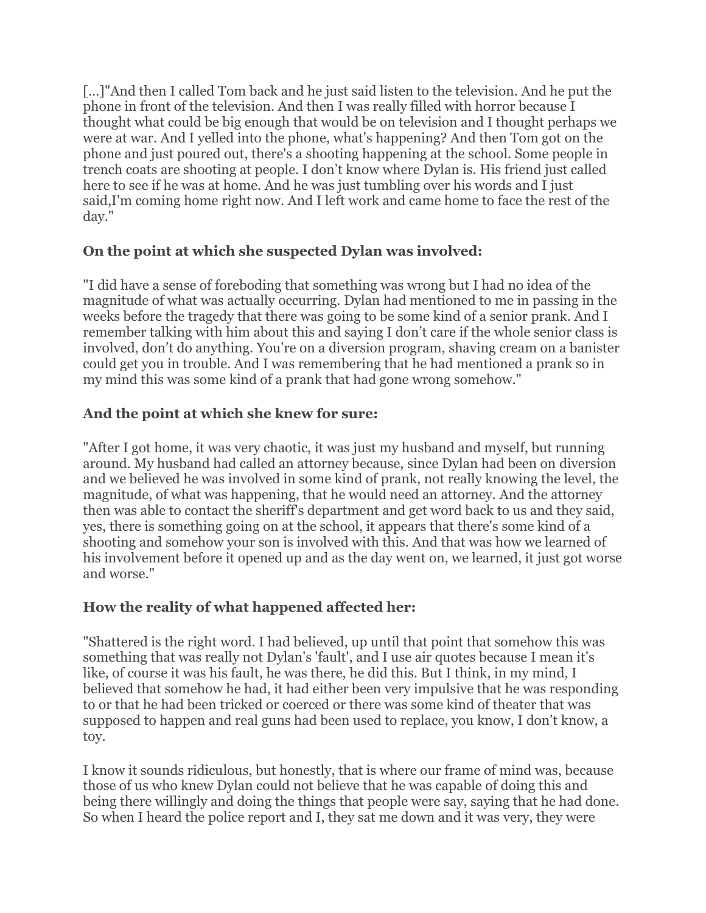[...]"And then I called Tom back and he just said listen to the television. And he put the phone in front of the television. And then I was really filled with horror because I thought what could be big enough that would be on television and I thought perhaps we were at war. And I yelled into the phone, what's happening? And then Tom got on the phone and just poured out, there's a shooting happening at the school. Some people in trench coats are shooting at people. I don't know where Dylan is. His friend just called here to see if he was at home. And he was just tumbling over his words and I just said,I'm coming home right now. And I left work and came home to face the rest of the day."

**On the point at which she suspected Dylan was involved:**

"I did have a sense of foreboding that something was wrong but I had no idea of the magnitude of what was actually occurring. Dylan had mentioned to me in passing in the weeks before the tragedy that there was going to be some kind of a senior prank. And I remember talking with him about this and saying I don't care if the whole senior class is involved, don't do anything. You're on a diversion program, shaving cream on a banister could get you in trouble. And I was remembering that he had mentioned a prank so in my mind this was some kind of a prank that had gone wrong somehow."

**And the point at which she knew for sure:**

"After I got home, it was very chaotic, it was just my husband and myself, but running around. My husband had called an attorney because, since Dylan had been on diversion and we believed he was involved in some kind of prank, not really knowing the level, the magnitude, of what was happening, that he would need an attorney. And the attorney then was able to contact the sheriff's department and get word back to us and they said, yes, there is something going on at the school, it appears that there's some kind of a shooting and somehow your son is involved with this. And that was how we learned of his involvement before it opened up and as the day went on, we learned, it just got worse and worse."

**How the reality of what happened affected her:**

"Shattered is the right word. I had believed, up until that point that somehow this was something that was really not Dylan's 'fault', and I use air quotes because I mean it's like, of course it was his fault, he was there, he did this. But I think, in my mind, I believed that somehow he had, it had either been very impulsive that he was responding to or that he had been tricked or coerced or there was some kind of theater that was supposed to happen and real guns had been used to replace, you know, I don't know, a toy.

I know it sounds ridiculous, but honestly, that is where our frame of mind was, because those of us who knew Dylan could not believe that he was capable of doing this and being there willingly and doing the things that people were say, saying that he had done. So when I heard the police report and I, they sat me down and it was very, they were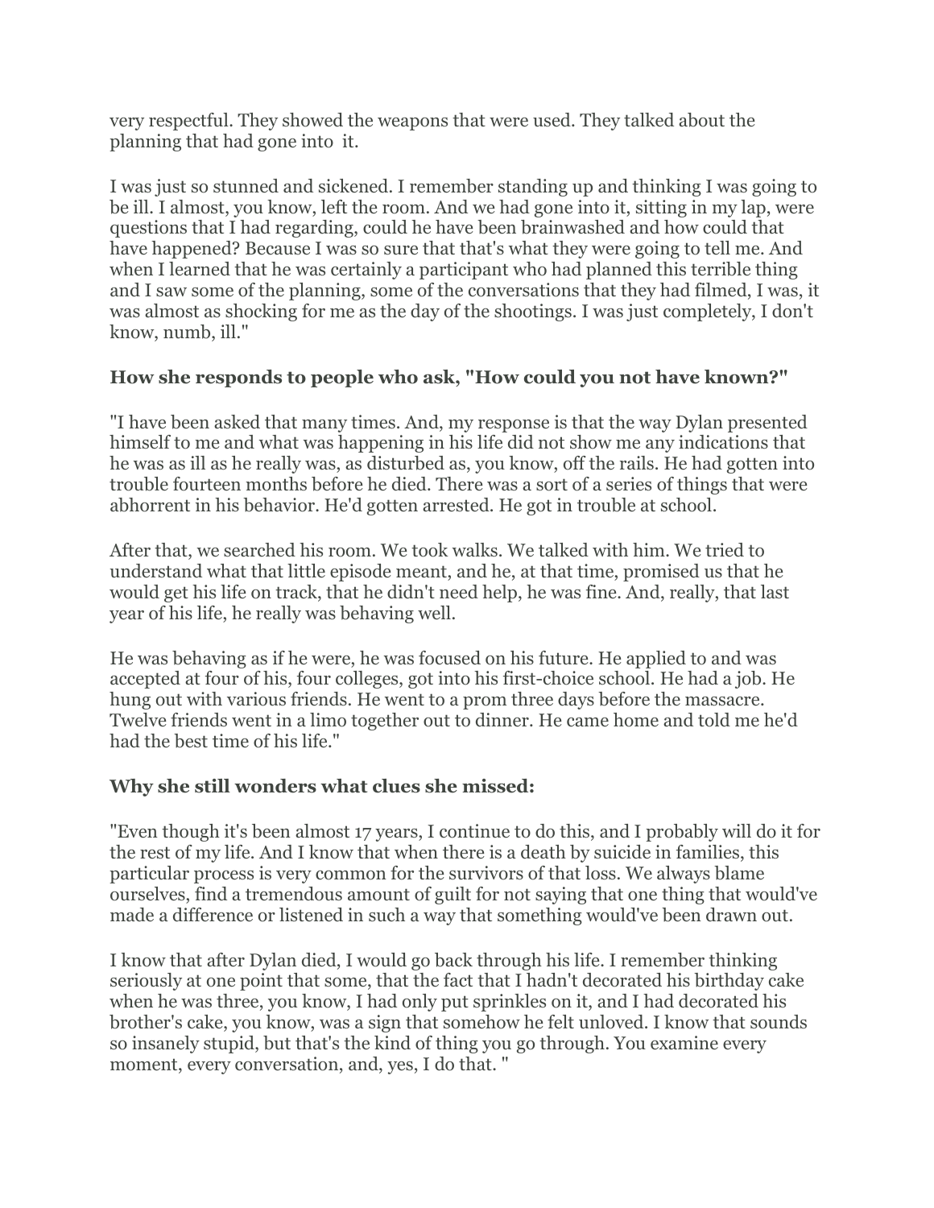very respectful. They showed the weapons that were used. They talked about the planning that had gone into it.

I was just so stunned and sickened. I remember standing up and thinking I was going to be ill. I almost, you know, left the room. And we had gone into it, sitting in my lap, were questions that I had regarding, could he have been brainwashed and how could that have happened? Because I was so sure that that's what they were going to tell me. And when I learned that he was certainly a participant who had planned this terrible thing and I saw some of the planning, some of the conversations that they had filmed, I was, it was almost as shocking for me as the day of the shootings. I was just completely, I don't know, numb, ill."

### How she responds to people who ask, "How could you not have known?"

"I have been asked that many times. And, my response is that the way Dylan presented himself to me and what was happening in his life did not show me any indications that he was as ill as he really was, as disturbed as, you know, off the rails. He had gotten into trouble fourteen months before he died. There was a sort of a series of things that were abhorrent in his behavior. He'd gotten arrested. He got in trouble at school.

After that, we searched his room. We took walks. We talked with him. We tried to understand what that little episode meant, and he, at that time, promised us that he would get his life on track, that he didn't need help, he was fine. And, really, that last year of his life, he really was behaving well.

He was behaving as if he were, he was focused on his future. He applied to and was accepted at four of his, four colleges, got into his first-choice school. He had a job. He hung out with various friends. He went to a prom three days before the massacre. Twelve friends went in a limo together out to dinner. He came home and told me he'd had the best time of his life."

### Why she still wonders what clues she missed:

"Even though it's been almost 17 years, I continue to do this, and I probably will do it for the rest of my life. And I know that when there is a death by suicide in families, this particular process is very common for the survivors of that loss. We always blame ourselves, find a tremendous amount of guilt for not saying that one thing that would've made a difference or listened in such a way that something would've been drawn out.

I know that after Dylan died, I would go back through his life. I remember thinking seriously at one point that some, that the fact that I hadn't decorated his birthday cake when he was three, you know, I had only put sprinkles on it, and I had decorated his brother's cake, you know, was a sign that somehow he felt unloved. I know that sounds so insanely stupid, but that's the kind of thing you go through. You examine every moment, every conversation, and, yes, I do that. "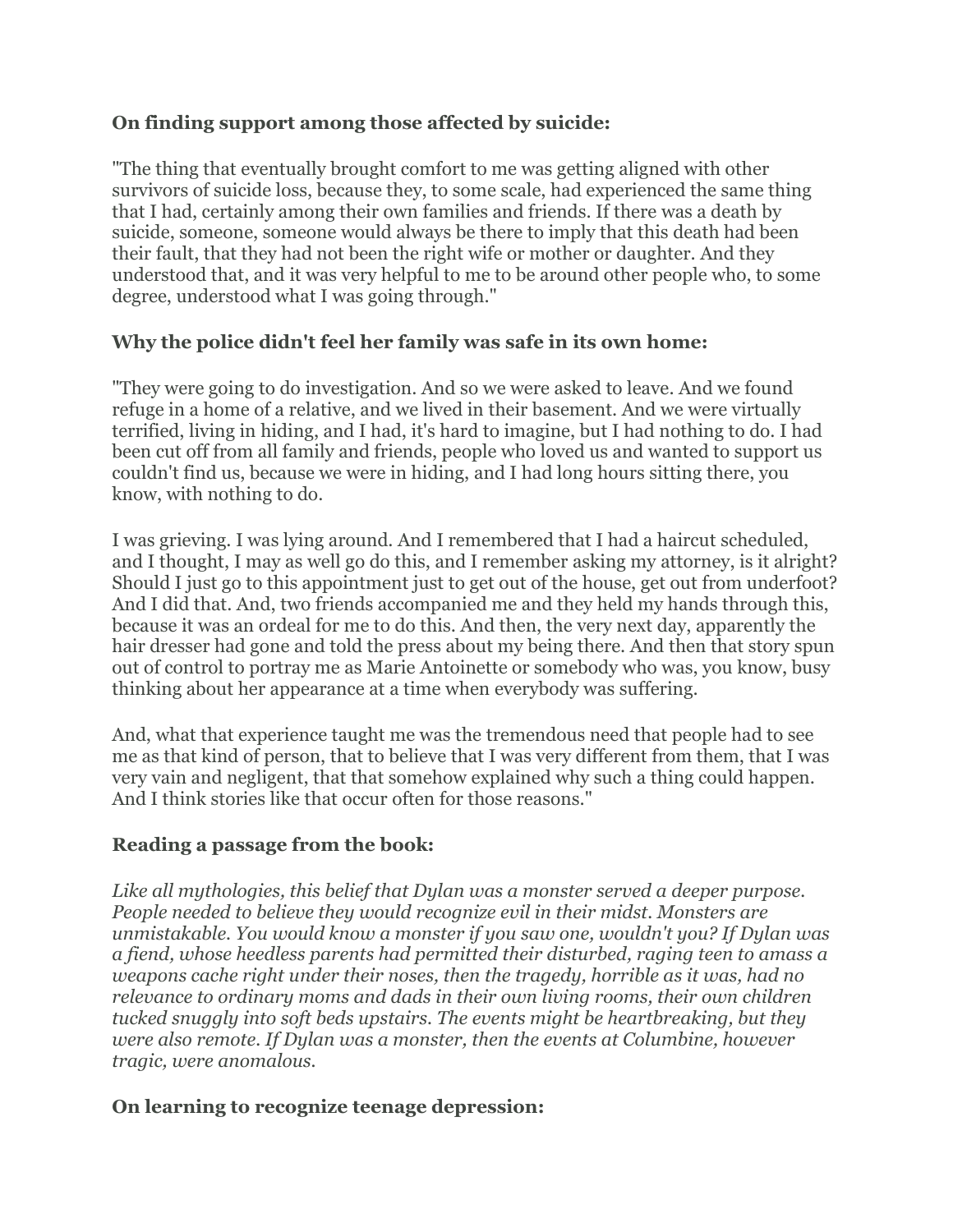**On finding support among those affected by suicide:**

"The thing that eventually brought comfort to me was getting aligned with other survivors of suicide loss, because they, to some scale, had experienced the same thing that I had, certainly among their own families and friends. If there was a death by suicide, someone, someone would always be there to imply that this death had been their fault, that they had not been the right wife or mother or daughter. And they understood that, and it was very helpful to me to be around other people who, to some degree, understood what I was going through."

**Why the police didn't feel her family was safe in its own home:**

"They were going to do investigation. And so we were asked to leave. And we found refuge in a home of a relative, and we lived in their basement. And we were virtually terrified, living in hiding, and I had, it's hard to imagine, but I had nothing to do. I had been cut off from all family and friends, people who loved us and wanted to support us couldn't find us, because we were in hiding, and I had long hours sitting there, you know, with nothing to do.

I was grieving. I was lying around. And I remembered that I had a haircut scheduled, and I thought, I may as well go do this, and I remember asking my attorney, is it alright? Should I just go to this appointment just to get out of the house, get out from underfoot? And I did that. And, two friends accompanied me and they held my hands through this, because it was an ordeal for me to do this. And then, the very next day, apparently the hair dresser had gone and told the press about my being there. And then that story spun out of control to portray me as Marie Antoinette or somebody who was, you know, busy thinking about her appearance at a time when everybody was suffering.

And, what that experience taught me was the tremendous need that people had to see me as that kind of person, that to believe that I was very different from them, that I was very vain and negligent, that that somehow explained why such a thing could happen. And I think stories like that occur often for those reasons."

**Reading a passage from the book:**

*Like all mythologies, this belief that Dylan was a monster served a deeper purpose. People needed to believe they would recognize evil in their midst. Monsters are unmistakable. You would know a monster if you saw one, wouldn't you? If Dylan was a fiend, whose heedless parents had permitted their disturbed, raging teen to amass a weapons cache right under their noses, then the tragedy, horrible as it was, had no relevance to ordinary moms and dads in their own living rooms, their own children tucked snuggly into soft beds upstairs. The events might be heartbreaking, but they were also remote. If Dylan was a monster, then the events at Columbine, however tragic, were anomalous.*

**On learning to recognize teenage depression:**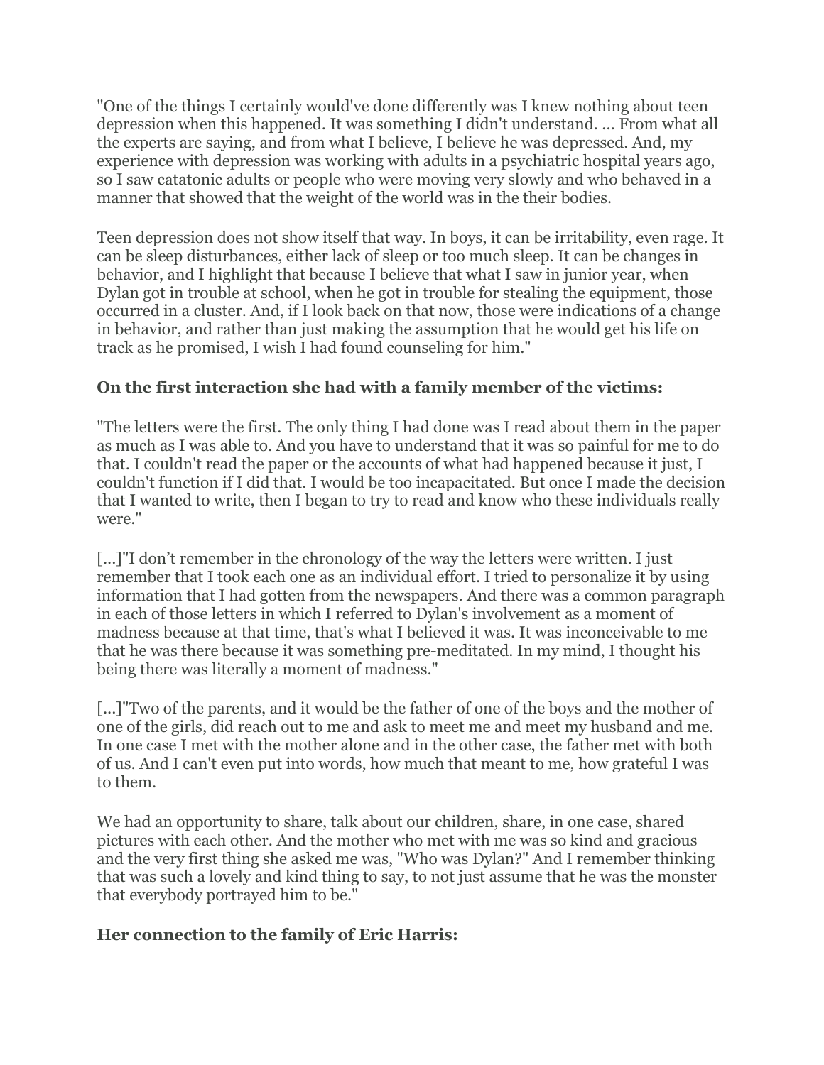"One of the things I certainly would've done differently was I knew nothing about teen depression when this happened. It was something I didn't understand. ... From what all the experts are saying, and from what I believe, I believe he was depressed. And, my experience with depression was working with adults in a psychiatric hospital years ago, so I saw catatonic adults or people who were moving very slowly and who behaved in a manner that showed that the weight of the world was in the their bodies.

Teen depression does not show itself that way. In boys, it can be irritability, even rage. It can be sleep disturbances, either lack of sleep or too much sleep. It can be changes in behavior, and I highlight that because I believe that what I saw in junior year, when Dylan got in trouble at school, when he got in trouble for stealing the equipment, those occurred in a cluster. And, if I look back on that now, those were indications of a change in behavior, and rather than just making the assumption that he would get his life on track as he promised, I wish I had found counseling for him."

**On the first interaction she had with a family member of the victims:**

"The letters were the first. The only thing I had done was I read about them in the paper as much as I was able to. And you have to understand that it was so painful for me to do that. I couldn't read the paper or the accounts of what had happened because it just, I couldn't function if I did that. I would be too incapacitated. But once I made the decision that I wanted to write, then I began to try to read and know who these individuals really were."

[...]"I don't remember in the chronology of the way the letters were written. I just remember that I took each one as an individual effort. I tried to personalize it by using information that I had gotten from the newspapers. And there was a common paragraph in each of those letters in which I referred to Dylan's involvement as a moment of madness because at that time, that's what I believed it was. It was inconceivable to me that he was there because it was something pre-meditated. In my mind, I thought his being there was literally a moment of madness."

[...]"Two of the parents, and it would be the father of one of the boys and the mother of one of the girls, did reach out to me and ask to meet me and meet my husband and me. In one case I met with the mother alone and in the other case, the father met with both of us. And I can't even put into words, how much that meant to me, how grateful I was to them.

We had an opportunity to share, talk about our children, share, in one case, shared pictures with each other. And the mother who met with me was so kind and gracious and the very first thing she asked me was, "Who was Dylan?" And I remember thinking that was such a lovely and kind thing to say, to not just assume that he was the monster that everybody portrayed him to be."

**Her connection to the family of Eric Harris:**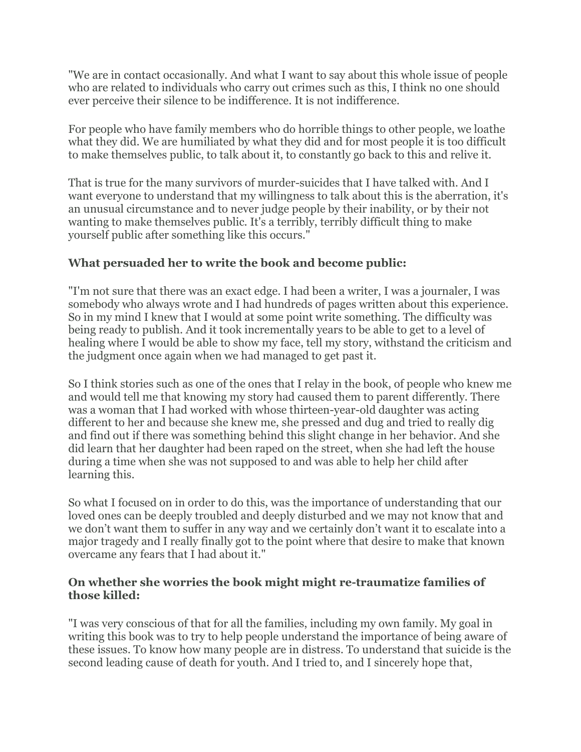"We are in contact occasionally. And what I want to say about this whole issue of people who are related to individuals who carry out crimes such as this, I think no one should ever perceive their silence to be indifference. It is not indifference.

For people who have family members who do horrible things to other people, we loathe what they did. We are humiliated by what they did and for most people it is too difficult to make themselves public, to talk about it, to constantly go back to this and relive it.

That is true for the many survivors of murder-suicides that I have talked with. And I want everyone to understand that my willingness to talk about this is the aberration, it's an unusual circumstance and to never judge people by their inability, or by their not wanting to make themselves public. It's a terribly, terribly difficult thing to make yourself public after something like this occurs."

### What persuaded her to write the book and become public:

"I'm not sure that there was an exact edge. I had been a writer, I was a journaler, I was somebody who always wrote and I had hundreds of pages written about this experience. So in my mind I knew that I would at some point write something. The difficulty was being ready to publish. And it took incrementally years to be able to get to a level of healing where I would be able to show my face, tell my story, withstand the criticism and the judgment once again when we had managed to get past it.

So I think stories such as one of the ones that I relay in the book, of people who knew me and would tell me that knowing my story had caused them to parent differently. There was a woman that I had worked with whose thirteen-year-old daughter was acting different to her and because she knew me, she pressed and dug and tried to really dig and find out if there was something behind this slight change in her behavior. And she did learn that her daughter had been raped on the street, when she had left the house during a time when she was not supposed to and was able to help her child after learning this.

So what I focused on in order to do this, was the importance of understanding that our loved ones can be deeply troubled and deeply disturbed and we may not know that and we don't want them to suffer in any way and we certainly don't want it to escalate into a major tragedy and I really finally got to the point where that desire to make that known overcame any fears that I had about it."

### On whether she worries the book might might re-traumatize families of those killed:

"I was very conscious of that for all the families, including my own family. My goal in writing this book was to try to help people understand the importance of being aware of these issues. To know how many people are in distress. To understand that suicide is the second leading cause of death for youth. And I tried to, and I sincerely hope that,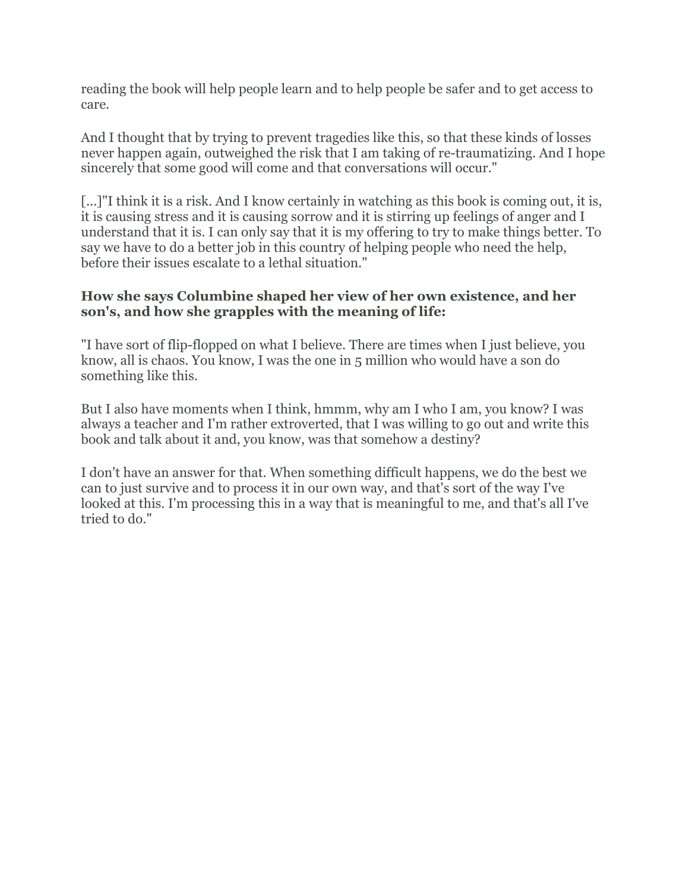reading the book will help people learn and to help people be safer and to get access to care.

And I thought that by trying to prevent tragedies like this, so that these kinds of losses never happen again, outweighed the risk that I am taking of re-traumatizing. And I hope sincerely that some good will come and that conversations will occur."

[...]"I think it is a risk. And I know certainly in watching as this book is coming out, it is, it is causing stress and it is causing sorrow and it is stirring up feelings of anger and I understand that it is. I can only say that it is my offering to try to make things better. To say we have to do a better job in this country of helping people who need the help, before their issues escalate to a lethal situation."

**How she says Columbine shaped her view of her own existence, and her son's, and how she grapples with the meaning of life:**

"I have sort of flip-flopped on what I believe. There are times when I just believe, you know, all is chaos. You know, I was the one in 5 million who would have a son do something like this.

But I also have moments when I think, hmmm, why am I who I am, you know? I was always a teacher and I'm rather extroverted, that I was willing to go out and write this book and talk about it and, you know, was that somehow a destiny?

I don't have an answer for that. When something difficult happens, we do the best we can to just survive and to process it in our own way, and that's sort of the way I've looked at this. I'm processing this in a way that is meaningful to me, and that's all I've tried to do."